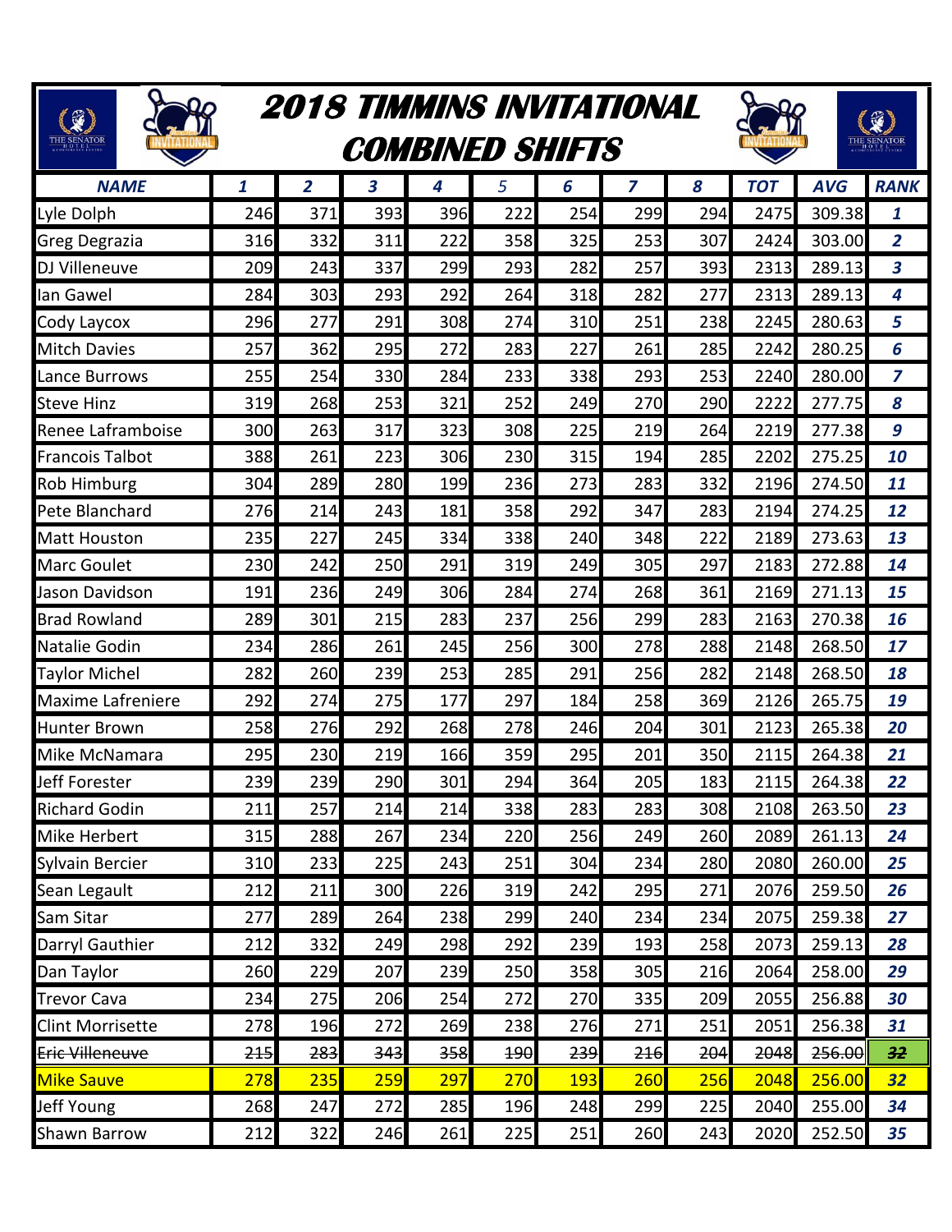# 2018 TIMMINS INVITATIONAL
## COMBINED SHIFTS

| NAME | 1 | 2 | 3 | 4 | 5 | 6 | 7 | 8 | TOT | AVG | RANK |
|---|---|---|---|---|---|---|---|---|---|---|---|
| Lyle Dolph | 246 | 371 | 393 | 396 | 222 | 254 | 299 | 294 | 2475 | 309.38 | 1 |
| Greg Degrazia | 316 | 332 | 311 | 222 | 358 | 325 | 253 | 307 | 2424 | 303.00 | 2 |
| DJ Villeneuve | 209 | 243 | 337 | 299 | 293 | 282 | 257 | 393 | 2313 | 289.13 | 3 |
| Ian Gawel | 284 | 303 | 293 | 292 | 264 | 318 | 282 | 277 | 2313 | 289.13 | 4 |
| Cody Laycox | 296 | 277 | 291 | 308 | 274 | 310 | 251 | 238 | 2245 | 280.63 | 5 |
| Mitch Davies | 257 | 362 | 295 | 272 | 283 | 227 | 261 | 285 | 2242 | 280.25 | 6 |
| Lance Burrows | 255 | 254 | 330 | 284 | 233 | 338 | 293 | 253 | 2240 | 280.00 | 7 |
| Steve Hinz | 319 | 268 | 253 | 321 | 252 | 249 | 270 | 290 | 2222 | 277.75 | 8 |
| Renee Laframboise | 300 | 263 | 317 | 323 | 308 | 225 | 219 | 264 | 2219 | 277.38 | 9 |
| Francois Talbot | 388 | 261 | 223 | 306 | 230 | 315 | 194 | 285 | 2202 | 275.25 | 10 |
| Rob Himburg | 304 | 289 | 280 | 199 | 236 | 273 | 283 | 332 | 2196 | 274.50 | 11 |
| Pete Blanchard | 276 | 214 | 243 | 181 | 358 | 292 | 347 | 283 | 2194 | 274.25 | 12 |
| Matt Houston | 235 | 227 | 245 | 334 | 338 | 240 | 348 | 222 | 2189 | 273.63 | 13 |
| Marc Goulet | 230 | 242 | 250 | 291 | 319 | 249 | 305 | 297 | 2183 | 272.88 | 14 |
| Jason Davidson | 191 | 236 | 249 | 306 | 284 | 274 | 268 | 361 | 2169 | 271.13 | 15 |
| Brad Rowland | 289 | 301 | 215 | 283 | 237 | 256 | 299 | 283 | 2163 | 270.38 | 16 |
| Natalie Godin | 234 | 286 | 261 | 245 | 256 | 300 | 278 | 288 | 2148 | 268.50 | 17 |
| Taylor Michel | 282 | 260 | 239 | 253 | 285 | 291 | 256 | 282 | 2148 | 268.50 | 18 |
| Maxime Lafreniere | 292 | 274 | 275 | 177 | 297 | 184 | 258 | 369 | 2126 | 265.75 | 19 |
| Hunter Brown | 258 | 276 | 292 | 268 | 278 | 246 | 204 | 301 | 2123 | 265.38 | 20 |
| Mike McNamara | 295 | 230 | 219 | 166 | 359 | 295 | 201 | 350 | 2115 | 264.38 | 21 |
| Jeff Forester | 239 | 239 | 290 | 301 | 294 | 364 | 205 | 183 | 2115 | 264.38 | 22 |
| Richard Godin | 211 | 257 | 214 | 214 | 338 | 283 | 283 | 308 | 2108 | 263.50 | 23 |
| Mike Herbert | 315 | 288 | 267 | 234 | 220 | 256 | 249 | 260 | 2089 | 261.13 | 24 |
| Sylvain Bercier | 310 | 233 | 225 | 243 | 251 | 304 | 234 | 280 | 2080 | 260.00 | 25 |
| Sean Legault | 212 | 211 | 300 | 226 | 319 | 242 | 295 | 271 | 2076 | 259.50 | 26 |
| Sam Sitar | 277 | 289 | 264 | 238 | 299 | 240 | 234 | 234 | 2075 | 259.38 | 27 |
| Darryl Gauthier | 212 | 332 | 249 | 298 | 292 | 239 | 193 | 258 | 2073 | 259.13 | 28 |
| Dan Taylor | 260 | 229 | 207 | 239 | 250 | 358 | 305 | 216 | 2064 | 258.00 | 29 |
| Trevor Cava | 234 | 275 | 206 | 254 | 272 | 270 | 335 | 209 | 2055 | 256.88 | 30 |
| Clint Morrisette | 278 | 196 | 272 | 269 | 238 | 276 | 271 | 251 | 2051 | 256.38 | 31 |
| ~~Eric Villeneuve~~ | ~~215~~ | ~~283~~ | ~~343~~ | ~~358~~ | ~~190~~ | ~~239~~ | ~~216~~ | ~~204~~ | ~~2048~~ | ~~256.00~~ | ~~32~~ |
| Mike Sauve | 278 | 235 | 259 | 297 | 270 | 193 | 260 | 256 | 2048 | 256.00 | 32 |
| Jeff Young | 268 | 247 | 272 | 285 | 196 | 248 | 299 | 225 | 2040 | 255.00 | 34 |
| Shawn Barrow | 212 | 322 | 246 | 261 | 225 | 251 | 260 | 243 | 2020 | 252.50 | 35 |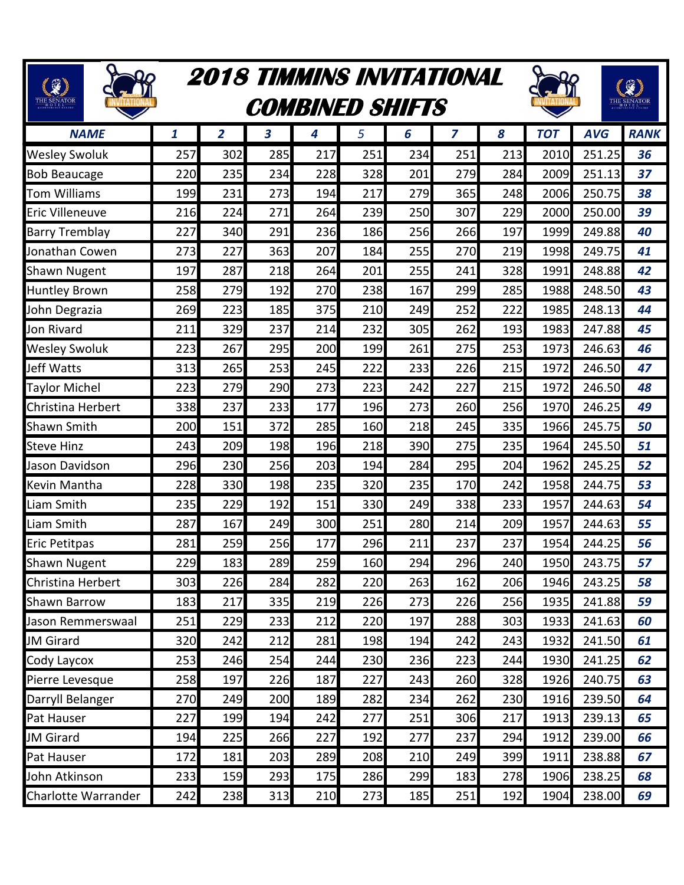# 2018 TIMMINS INVITATIONAL COMBINED SHIFTS

| NAME | 1 | 2 | 3 | 4 | 5 | 6 | 7 | 8 | TOT | AVG | RANK |
|---|---|---|---|---|---|---|---|---|---|---|---|
| Wesley Swoluk | 257 | 302 | 285 | 217 | 251 | 234 | 251 | 213 | 2010 | 251.25 | 36 |
| Bob Beaucage | 220 | 235 | 234 | 228 | 328 | 201 | 279 | 284 | 2009 | 251.13 | 37 |
| Tom Williams | 199 | 231 | 273 | 194 | 217 | 279 | 365 | 248 | 2006 | 250.75 | 38 |
| Eric Villeneuve | 216 | 224 | 271 | 264 | 239 | 250 | 307 | 229 | 2000 | 250.00 | 39 |
| Barry Tremblay | 227 | 340 | 291 | 236 | 186 | 256 | 266 | 197 | 1999 | 249.88 | 40 |
| Jonathan Cowen | 273 | 227 | 363 | 207 | 184 | 255 | 270 | 219 | 1998 | 249.75 | 41 |
| Shawn Nugent | 197 | 287 | 218 | 264 | 201 | 255 | 241 | 328 | 1991 | 248.88 | 42 |
| Huntley Brown | 258 | 279 | 192 | 270 | 238 | 167 | 299 | 285 | 1988 | 248.50 | 43 |
| John Degrazia | 269 | 223 | 185 | 375 | 210 | 249 | 252 | 222 | 1985 | 248.13 | 44 |
| Jon Rivard | 211 | 329 | 237 | 214 | 232 | 305 | 262 | 193 | 1983 | 247.88 | 45 |
| Wesley Swoluk | 223 | 267 | 295 | 200 | 199 | 261 | 275 | 253 | 1973 | 246.63 | 46 |
| Jeff Watts | 313 | 265 | 253 | 245 | 222 | 233 | 226 | 215 | 1972 | 246.50 | 47 |
| Taylor Michel | 223 | 279 | 290 | 273 | 223 | 242 | 227 | 215 | 1972 | 246.50 | 48 |
| Christina Herbert | 338 | 237 | 233 | 177 | 196 | 273 | 260 | 256 | 1970 | 246.25 | 49 |
| Shawn Smith | 200 | 151 | 372 | 285 | 160 | 218 | 245 | 335 | 1966 | 245.75 | 50 |
| Steve Hinz | 243 | 209 | 198 | 196 | 218 | 390 | 275 | 235 | 1964 | 245.50 | 51 |
| Jason Davidson | 296 | 230 | 256 | 203 | 194 | 284 | 295 | 204 | 1962 | 245.25 | 52 |
| Kevin Mantha | 228 | 330 | 198 | 235 | 320 | 235 | 170 | 242 | 1958 | 244.75 | 53 |
| Liam Smith | 235 | 229 | 192 | 151 | 330 | 249 | 338 | 233 | 1957 | 244.63 | 54 |
| Liam Smith | 287 | 167 | 249 | 300 | 251 | 280 | 214 | 209 | 1957 | 244.63 | 55 |
| Eric Petitpas | 281 | 259 | 256 | 177 | 296 | 211 | 237 | 237 | 1954 | 244.25 | 56 |
| Shawn Nugent | 229 | 183 | 289 | 259 | 160 | 294 | 296 | 240 | 1950 | 243.75 | 57 |
| Christina Herbert | 303 | 226 | 284 | 282 | 220 | 263 | 162 | 206 | 1946 | 243.25 | 58 |
| Shawn Barrow | 183 | 217 | 335 | 219 | 226 | 273 | 226 | 256 | 1935 | 241.88 | 59 |
| Jason Remmerswaal | 251 | 229 | 233 | 212 | 220 | 197 | 288 | 303 | 1933 | 241.63 | 60 |
| JM Girard | 320 | 242 | 212 | 281 | 198 | 194 | 242 | 243 | 1932 | 241.50 | 61 |
| Cody Laycox | 253 | 246 | 254 | 244 | 230 | 236 | 223 | 244 | 1930 | 241.25 | 62 |
| Pierre Levesque | 258 | 197 | 226 | 187 | 227 | 243 | 260 | 328 | 1926 | 240.75 | 63 |
| Darryll Belanger | 270 | 249 | 200 | 189 | 282 | 234 | 262 | 230 | 1916 | 239.50 | 64 |
| Pat Hauser | 227 | 199 | 194 | 242 | 277 | 251 | 306 | 217 | 1913 | 239.13 | 65 |
| JM Girard | 194 | 225 | 266 | 227 | 192 | 277 | 237 | 294 | 1912 | 239.00 | 66 |
| Pat Hauser | 172 | 181 | 203 | 289 | 208 | 210 | 249 | 399 | 1911 | 238.88 | 67 |
| John Atkinson | 233 | 159 | 293 | 175 | 286 | 299 | 183 | 278 | 1906 | 238.25 | 68 |
| Charlotte Warrander | 242 | 238 | 313 | 210 | 273 | 185 | 251 | 192 | 1904 | 238.00 | 69 |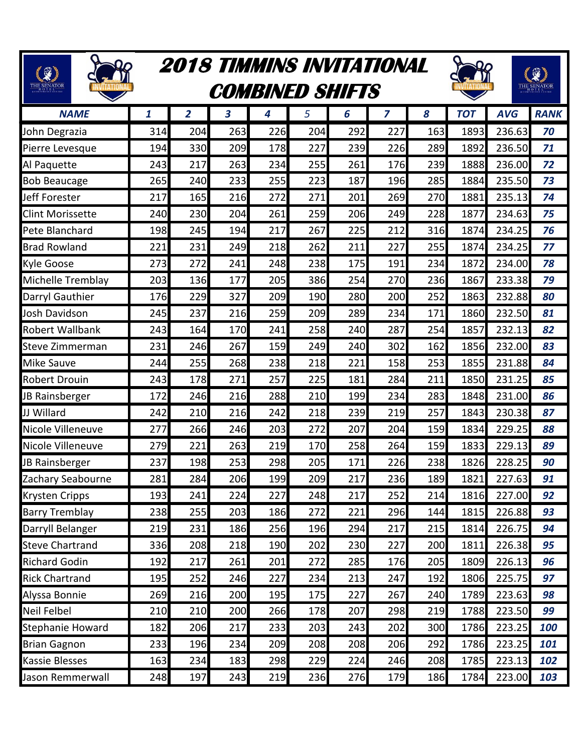# 2018 TIMMINS INVITATIONAL COMBINED SHIFTS

| NAME | 1 | 2 | 3 | 4 | 5 | 6 | 7 | 8 | TOT | AVG | RANK |
|---|---|---|---|---|---|---|---|---|---|---|---|
| John Degrazia | 314 | 204 | 263 | 226 | 204 | 292 | 227 | 163 | 1893 | 236.63 | 70 |
| Pierre Levesque | 194 | 330 | 209 | 178 | 227 | 239 | 226 | 289 | 1892 | 236.50 | 71 |
| Al Paquette | 243 | 217 | 263 | 234 | 255 | 261 | 176 | 239 | 1888 | 236.00 | 72 |
| Bob Beaucage | 265 | 240 | 233 | 255 | 223 | 187 | 196 | 285 | 1884 | 235.50 | 73 |
| Jeff Forester | 217 | 165 | 216 | 272 | 271 | 201 | 269 | 270 | 1881 | 235.13 | 74 |
| Clint Morissette | 240 | 230 | 204 | 261 | 259 | 206 | 249 | 228 | 1877 | 234.63 | 75 |
| Pete Blanchard | 198 | 245 | 194 | 217 | 267 | 225 | 212 | 316 | 1874 | 234.25 | 76 |
| Brad Rowland | 221 | 231 | 249 | 218 | 262 | 211 | 227 | 255 | 1874 | 234.25 | 77 |
| Kyle Goose | 273 | 272 | 241 | 248 | 238 | 175 | 191 | 234 | 1872 | 234.00 | 78 |
| Michelle Tremblay | 203 | 136 | 177 | 205 | 386 | 254 | 270 | 236 | 1867 | 233.38 | 79 |
| Darryl Gauthier | 176 | 229 | 327 | 209 | 190 | 280 | 200 | 252 | 1863 | 232.88 | 80 |
| Josh Davidson | 245 | 237 | 216 | 259 | 209 | 289 | 234 | 171 | 1860 | 232.50 | 81 |
| Robert Wallbank | 243 | 164 | 170 | 241 | 258 | 240 | 287 | 254 | 1857 | 232.13 | 82 |
| Steve Zimmerman | 231 | 246 | 267 | 159 | 249 | 240 | 302 | 162 | 1856 | 232.00 | 83 |
| Mike Sauve | 244 | 255 | 268 | 238 | 218 | 221 | 158 | 253 | 1855 | 231.88 | 84 |
| Robert Drouin | 243 | 178 | 271 | 257 | 225 | 181 | 284 | 211 | 1850 | 231.25 | 85 |
| JB Rainsberger | 172 | 246 | 216 | 288 | 210 | 199 | 234 | 283 | 1848 | 231.00 | 86 |
| JJ Willard | 242 | 210 | 216 | 242 | 218 | 239 | 219 | 257 | 1843 | 230.38 | 87 |
| Nicole Villeneuve | 277 | 266 | 246 | 203 | 272 | 207 | 204 | 159 | 1834 | 229.25 | 88 |
| Nicole Villeneuve | 279 | 221 | 263 | 219 | 170 | 258 | 264 | 159 | 1833 | 229.13 | 89 |
| JB Rainsberger | 237 | 198 | 253 | 298 | 205 | 171 | 226 | 238 | 1826 | 228.25 | 90 |
| Zachary Seabourne | 281 | 284 | 206 | 199 | 209 | 217 | 236 | 189 | 1821 | 227.63 | 91 |
| Krysten Cripps | 193 | 241 | 224 | 227 | 248 | 217 | 252 | 214 | 1816 | 227.00 | 92 |
| Barry Tremblay | 238 | 255 | 203 | 186 | 272 | 221 | 296 | 144 | 1815 | 226.88 | 93 |
| Darryll Belanger | 219 | 231 | 186 | 256 | 196 | 294 | 217 | 215 | 1814 | 226.75 | 94 |
| Steve Chartrand | 336 | 208 | 218 | 190 | 202 | 230 | 227 | 200 | 1811 | 226.38 | 95 |
| Richard Godin | 192 | 217 | 261 | 201 | 272 | 285 | 176 | 205 | 1809 | 226.13 | 96 |
| Rick Chartrand | 195 | 252 | 246 | 227 | 234 | 213 | 247 | 192 | 1806 | 225.75 | 97 |
| Alyssa Bonnie | 269 | 216 | 200 | 195 | 175 | 227 | 267 | 240 | 1789 | 223.63 | 98 |
| Neil Felbel | 210 | 210 | 200 | 266 | 178 | 207 | 298 | 219 | 1788 | 223.50 | 99 |
| Stephanie Howard | 182 | 206 | 217 | 233 | 203 | 243 | 202 | 300 | 1786 | 223.25 | 100 |
| Brian Gagnon | 233 | 196 | 234 | 209 | 208 | 208 | 206 | 292 | 1786 | 223.25 | 101 |
| Kassie Blesses | 163 | 234 | 183 | 298 | 229 | 224 | 246 | 208 | 1785 | 223.13 | 102 |
| Jason Remmerwall | 248 | 197 | 243 | 219 | 236 | 276 | 179 | 186 | 1784 | 223.00 | 103 |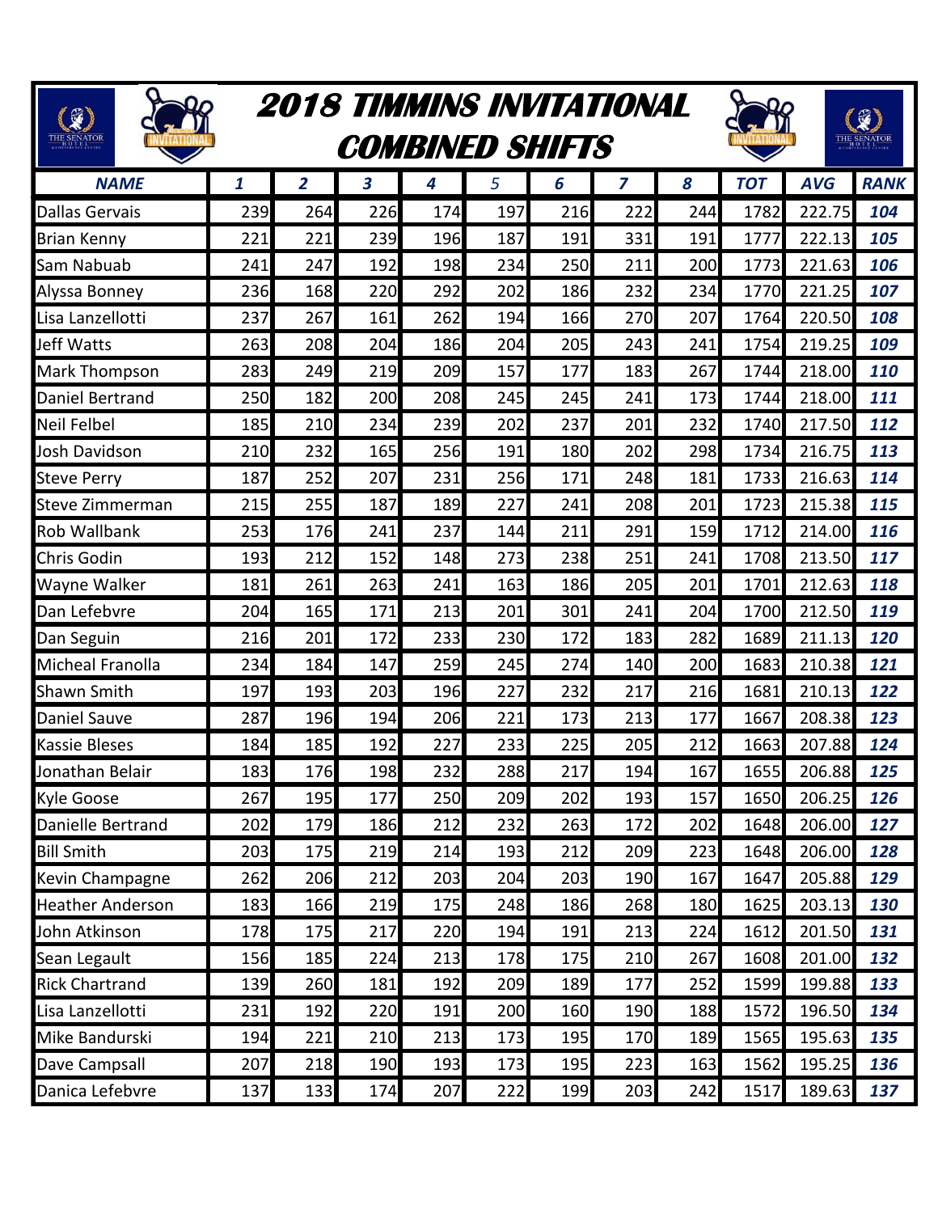# 2018 TIMMINS INVITATIONAL COMBINED SHIFTS

| NAME | 1 | 2 | 3 | 4 | 5 | 6 | 7 | 8 | TOT | AVG | RANK |
|---|---|---|---|---|---|---|---|---|---|---|---|
| Dallas Gervais | 239 | 264 | 226 | 174 | 197 | 216 | 222 | 244 | 1782 | 222.75 | 104 |
| Brian Kenny | 221 | 221 | 239 | 196 | 187 | 191 | 331 | 191 | 1777 | 222.13 | 105 |
| Sam Nabuab | 241 | 247 | 192 | 198 | 234 | 250 | 211 | 200 | 1773 | 221.63 | 106 |
| Alyssa Bonney | 236 | 168 | 220 | 292 | 202 | 186 | 232 | 234 | 1770 | 221.25 | 107 |
| Lisa Lanzellotti | 237 | 267 | 161 | 262 | 194 | 166 | 270 | 207 | 1764 | 220.50 | 108 |
| Jeff Watts | 263 | 208 | 204 | 186 | 204 | 205 | 243 | 241 | 1754 | 219.25 | 109 |
| Mark Thompson | 283 | 249 | 219 | 209 | 157 | 177 | 183 | 267 | 1744 | 218.00 | 110 |
| Daniel Bertrand | 250 | 182 | 200 | 208 | 245 | 245 | 241 | 173 | 1744 | 218.00 | 111 |
| Neil Felbel | 185 | 210 | 234 | 239 | 202 | 237 | 201 | 232 | 1740 | 217.50 | 112 |
| Josh Davidson | 210 | 232 | 165 | 256 | 191 | 180 | 202 | 298 | 1734 | 216.75 | 113 |
| Steve Perry | 187 | 252 | 207 | 231 | 256 | 171 | 248 | 181 | 1733 | 216.63 | 114 |
| Steve Zimmerman | 215 | 255 | 187 | 189 | 227 | 241 | 208 | 201 | 1723 | 215.38 | 115 |
| Rob Wallbank | 253 | 176 | 241 | 237 | 144 | 211 | 291 | 159 | 1712 | 214.00 | 116 |
| Chris Godin | 193 | 212 | 152 | 148 | 273 | 238 | 251 | 241 | 1708 | 213.50 | 117 |
| Wayne Walker | 181 | 261 | 263 | 241 | 163 | 186 | 205 | 201 | 1701 | 212.63 | 118 |
| Dan Lefebvre | 204 | 165 | 171 | 213 | 201 | 301 | 241 | 204 | 1700 | 212.50 | 119 |
| Dan Seguin | 216 | 201 | 172 | 233 | 230 | 172 | 183 | 282 | 1689 | 211.13 | 120 |
| Micheal Franolla | 234 | 184 | 147 | 259 | 245 | 274 | 140 | 200 | 1683 | 210.38 | 121 |
| Shawn Smith | 197 | 193 | 203 | 196 | 227 | 232 | 217 | 216 | 1681 | 210.13 | 122 |
| Daniel Sauve | 287 | 196 | 194 | 206 | 221 | 173 | 213 | 177 | 1667 | 208.38 | 123 |
| Kassie Bleses | 184 | 185 | 192 | 227 | 233 | 225 | 205 | 212 | 1663 | 207.88 | 124 |
| Jonathan Belair | 183 | 176 | 198 | 232 | 288 | 217 | 194 | 167 | 1655 | 206.88 | 125 |
| Kyle Goose | 267 | 195 | 177 | 250 | 209 | 202 | 193 | 157 | 1650 | 206.25 | 126 |
| Danielle Bertrand | 202 | 179 | 186 | 212 | 232 | 263 | 172 | 202 | 1648 | 206.00 | 127 |
| Bill Smith | 203 | 175 | 219 | 214 | 193 | 212 | 209 | 223 | 1648 | 206.00 | 128 |
| Kevin Champagne | 262 | 206 | 212 | 203 | 204 | 203 | 190 | 167 | 1647 | 205.88 | 129 |
| Heather Anderson | 183 | 166 | 219 | 175 | 248 | 186 | 268 | 180 | 1625 | 203.13 | 130 |
| John Atkinson | 178 | 175 | 217 | 220 | 194 | 191 | 213 | 224 | 1612 | 201.50 | 131 |
| Sean Legault | 156 | 185 | 224 | 213 | 178 | 175 | 210 | 267 | 1608 | 201.00 | 132 |
| Rick Chartrand | 139 | 260 | 181 | 192 | 209 | 189 | 177 | 252 | 1599 | 199.88 | 133 |
| Lisa Lanzellotti | 231 | 192 | 220 | 191 | 200 | 160 | 190 | 188 | 1572 | 196.50 | 134 |
| Mike Bandurski | 194 | 221 | 210 | 213 | 173 | 195 | 170 | 189 | 1565 | 195.63 | 135 |
| Dave Campsall | 207 | 218 | 190 | 193 | 173 | 195 | 223 | 163 | 1562 | 195.25 | 136 |
| Danica Lefebvre | 137 | 133 | 174 | 207 | 222 | 199 | 203 | 242 | 1517 | 189.63 | 137 |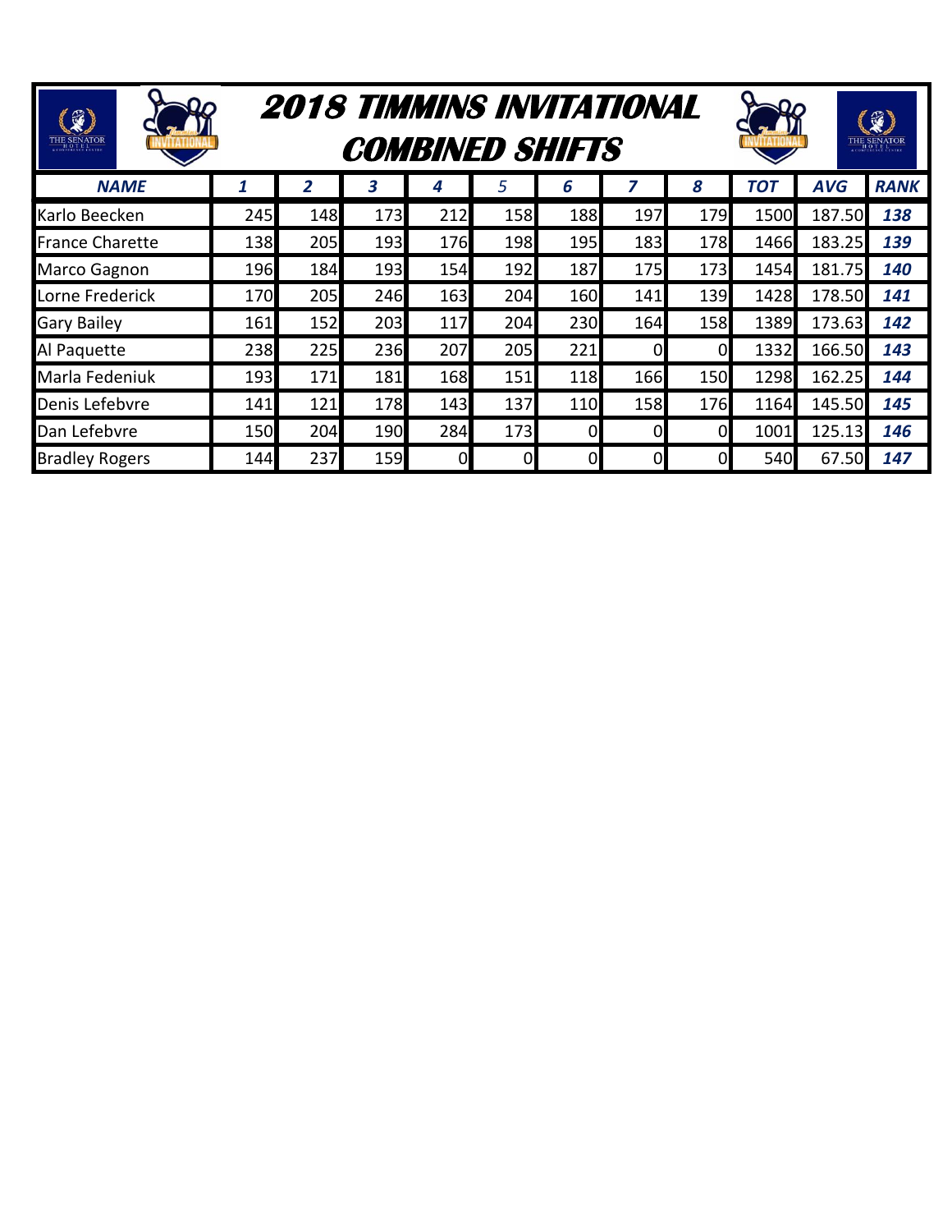# 2018 TIMMINS INVITATIONAL COMBINED SHIFTS

| NAME | 1 | 2 | 3 | 4 | 5 | 6 | 7 | 8 | TOT | AVG | RANK |
|---|---|---|---|---|---|---|---|---|---|---|---|
| Karlo Beecken | 245 | 148 | 173 | 212 | 158 | 188 | 197 | 179 | 1500 | 187.50 | 138 |
| France Charette | 138 | 205 | 193 | 176 | 198 | 195 | 183 | 178 | 1466 | 183.25 | 139 |
| Marco Gagnon | 196 | 184 | 193 | 154 | 192 | 187 | 175 | 173 | 1454 | 181.75 | 140 |
| Lorne Frederick | 170 | 205 | 246 | 163 | 204 | 160 | 141 | 139 | 1428 | 178.50 | 141 |
| Gary Bailey | 161 | 152 | 203 | 117 | 204 | 230 | 164 | 158 | 1389 | 173.63 | 142 |
| Al Paquette | 238 | 225 | 236 | 207 | 205 | 221 | 0 | 0 | 1332 | 166.50 | 143 |
| Marla Fedeniuk | 193 | 171 | 181 | 168 | 151 | 118 | 166 | 150 | 1298 | 162.25 | 144 |
| Denis Lefebvre | 141 | 121 | 178 | 143 | 137 | 110 | 158 | 176 | 1164 | 145.50 | 145 |
| Dan Lefebvre | 150 | 204 | 190 | 284 | 173 | 0 | 0 | 0 | 1001 | 125.13 | 146 |
| Bradley Rogers | 144 | 237 | 159 | 0 | 0 | 0 | 0 | 0 | 540 | 67.50 | 147 |